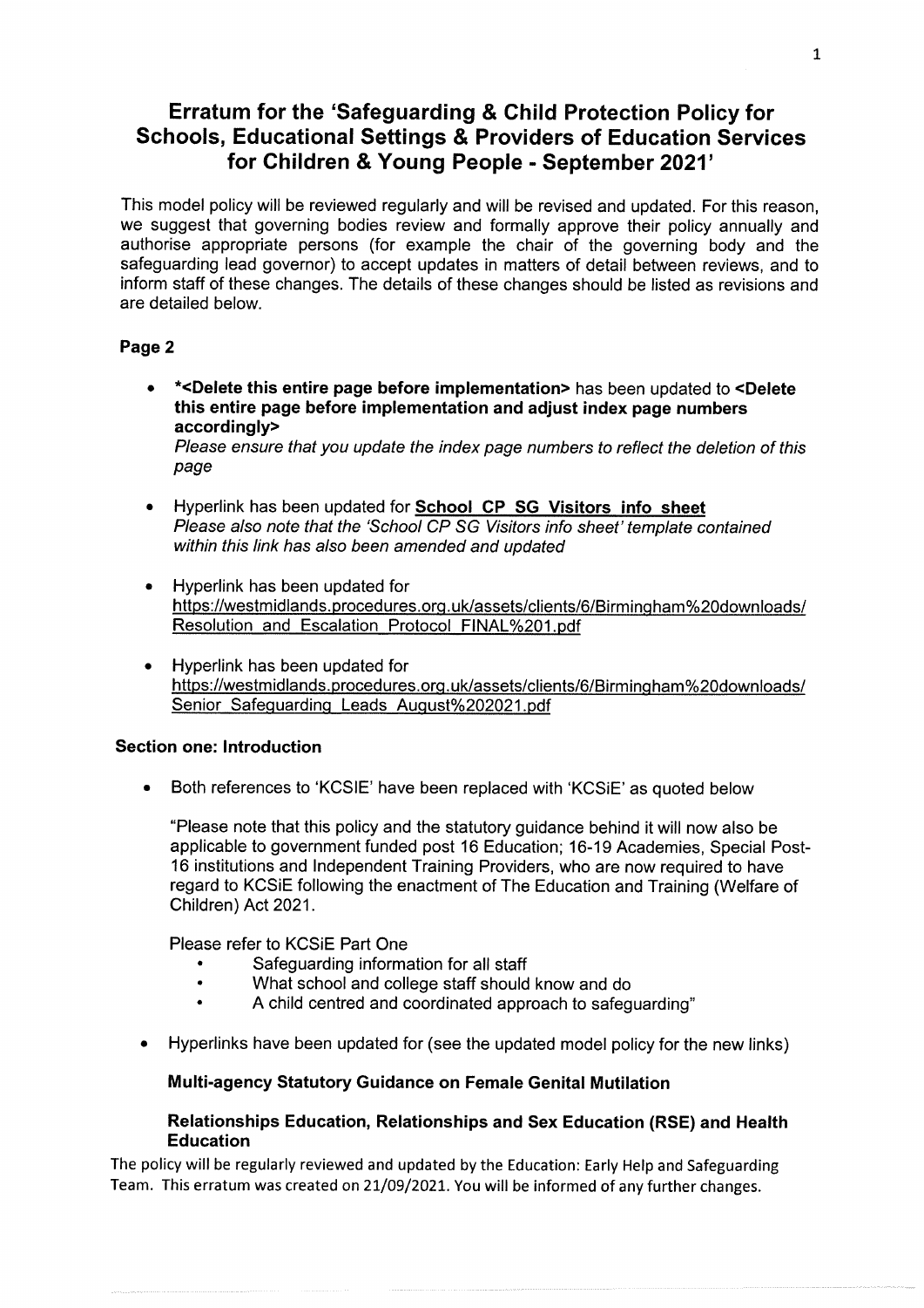# Erratum for the 'Safeguarding & Child Protection Policy for Schools, Educational Settings & Providers of Education Services for Children & Young People - September 2021'

This model policy will be reviewed regularly and will be revised and updated. For this reason, we suggest that governing bodies review and formally approve their policy annually and authorise appropriate persons (for example the chair of the governing body and the safeguarding lead governor) to accept updates in matters of detail between reviews, and to inform staff of these changes. The details of these changes should be listed as revisions and are detailed below.

### Page 2

- ***<Delete this entire page before implementation>** has been updated to **<Delete this entire page before implementation and adjust index page numbers accordingly>**
  *Please ensure that you update the index page numbers to reflect the deletion of this page*

- Hyperlink has been updated for **School CP SG Visitors info sheet**
  *Please also note that the 'School CP SG Visitors info sheet' template contained within this link has also been amended and updated*

- Hyperlink has been updated for https://westmidlands.procedures.org.uk/assets/clients/6/Birmingham%20downloads/Resolution_and_Escalation_Protocol_FINAL%201.pdf

- Hyperlink has been updated for https://westmidlands.procedures.org.uk/assets/clients/6/Birmingham%20downloads/Senior_Safeguarding_Leads_August%202021.pdf

### Section one: Introduction

- Both references to 'KCSIE' have been replaced with 'KCSiE' as quoted below

  "Please note that this policy and the statutory guidance behind it will now also be applicable to government funded post 16 Education; 16-19 Academies, Special Post-16 institutions and Independent Training Providers, who are now required to have regard to KCSiE following the enactment of The Education and Training (Welfare of Children) Act 2021.

  Please refer to KCSiE Part One
  - Safeguarding information for all staff
  - What school and college staff should know and do
  - A child centred and coordinated approach to safeguarding"

- Hyperlinks have been updated for (see the updated model policy for the new links)

  **Multi-agency Statutory Guidance on Female Genital Mutilation**

  **Relationships Education, Relationships and Sex Education (RSE) and Health Education**

The policy will be regularly reviewed and updated by the Education: Early Help and Safeguarding Team. This erratum was created on 21/09/2021. You will be informed of any further changes.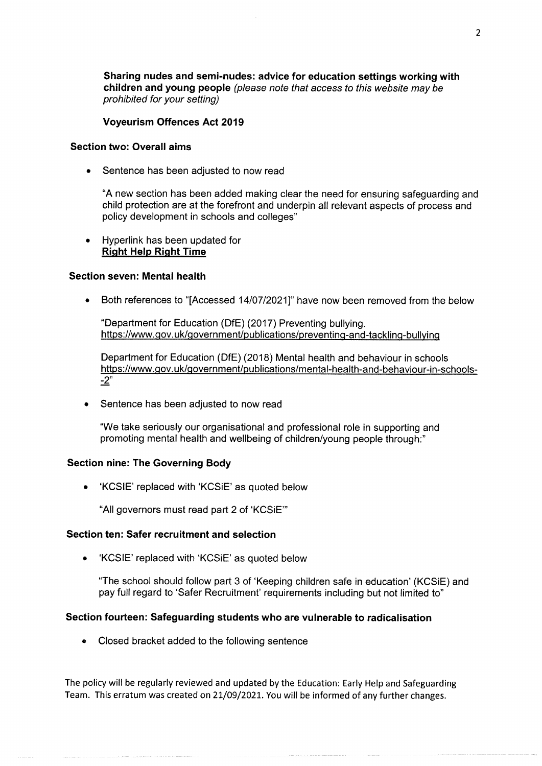**Sharing nudes and semi-nudes: advice for education settings working with children and young people** *(please note that access to this website may be prohibited for your setting)*

**Voyeurism Offences Act 2019**

### Section two: Overall aims

- Sentence has been adjusted to now read

  "A new section has been added making clear the need for ensuring safeguarding and child protection are at the forefront and underpin all relevant aspects of process and policy development in schools and colleges"

- Hyperlink has been updated for **Right Help Right Time**

### Section seven: Mental health

- Both references to "[Accessed 14/07/2021]" have now been removed from the below

  "Department for Education (DfE) (2017) Preventing bullying. https://www.gov.uk/government/publications/preventing-and-tackling-bullying

  Department for Education (DfE) (2018) Mental health and behaviour in schools https://www.gov.uk/government/publications/mental-health-and-behaviour-in-schools--2"

- Sentence has been adjusted to now read

  "We take seriously our organisational and professional role in supporting and promoting mental health and wellbeing of children/young people through:"

### Section nine: The Governing Body

- 'KCSIE' replaced with 'KCSiE' as quoted below

  "All governors must read part 2 of 'KCSiE'"

### Section ten: Safer recruitment and selection

- 'KCSIE' replaced with 'KCSiE' as quoted below

  "The school should follow part 3 of 'Keeping children safe in education' (KCSiE) and pay full regard to 'Safer Recruitment' requirements including but not limited to"

### Section fourteen: Safeguarding students who are vulnerable to radicalisation

- Closed bracket added to the following sentence

The policy will be regularly reviewed and updated by the Education: Early Help and Safeguarding Team. This erratum was created on 21/09/2021. You will be informed of any further changes.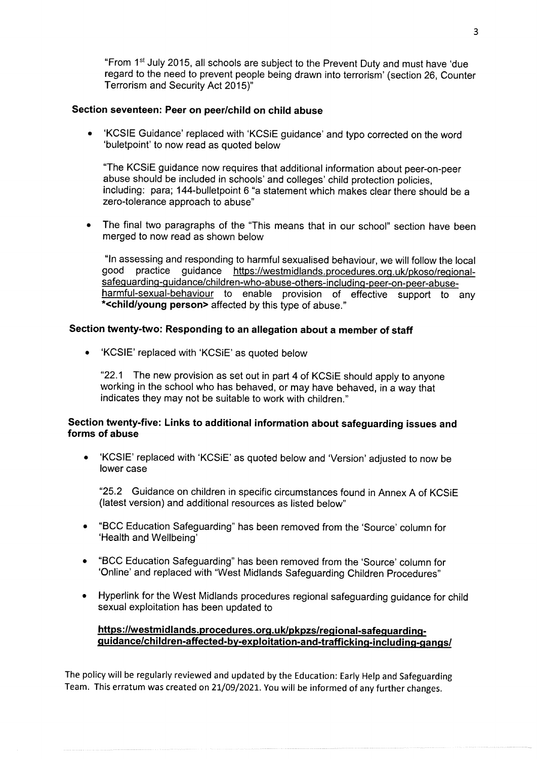"From 1st July 2015, all schools are subject to the Prevent Duty and must have 'due regard to the need to prevent people being drawn into terrorism' (section 26, Counter Terrorism and Security Act 2015)"

### Section seventeen: Peer on peer/child on child abuse

- 'KCSIE Guidance' replaced with 'KCSiE guidance' and typo corrected on the word 'buletpoint' to now read as quoted below

  "The KCSiE guidance now requires that additional information about peer-on-peer abuse should be included in schools' and colleges' child protection policies, including: para; 144-bulletpoint 6 "a statement which makes clear there should be a zero-tolerance approach to abuse"

- The final two paragraphs of the "This means that in our school" section have been merged to now read as shown below

  "In assessing and responding to harmful sexualised behaviour, we will follow the local good practice guidance https://westmidlands.procedures.org.uk/pkoso/regional-safeguarding-guidance/children-who-abuse-others-including-peer-on-peer-abuse-harmful-sexual-behaviour to enable provision of effective support to any ***<child/young person>** affected by this type of abuse."

### Section twenty-two: Responding to an allegation about a member of staff

- 'KCSIE' replaced with 'KCSiE' as quoted below

  "22.1 The new provision as set out in part 4 of KCSiE should apply to anyone working in the school who has behaved, or may have behaved, in a way that indicates they may not be suitable to work with children."

### Section twenty-five: Links to additional information about safeguarding issues and forms of abuse

- 'KCSIE' replaced with 'KCSiE' as quoted below and 'Version' adjusted to now be lower case

  "25.2 Guidance on children in specific circumstances found in Annex A of KCSiE (latest version) and additional resources as listed below"

- "BCC Education Safeguarding" has been removed from the 'Source' column for 'Health and Wellbeing'

- "BCC Education Safeguarding" has been removed from the 'Source' column for 'Online' and replaced with "West Midlands Safeguarding Children Procedures"

- Hyperlink for the West Midlands procedures regional safeguarding guidance for child sexual exploitation has been updated to

  **https://westmidlands.procedures.org.uk/pkpzs/regional-safeguarding-guidance/children-affected-by-exploitation-and-trafficking-including-gangs/**

The policy will be regularly reviewed and updated by the Education: Early Help and Safeguarding Team. This erratum was created on 21/09/2021. You will be informed of any further changes.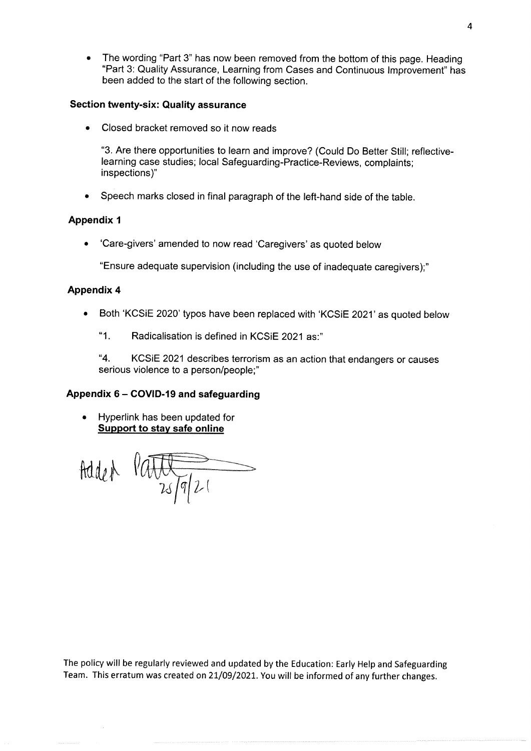- The wording "Part 3" has now been removed from the bottom of this page. Heading "Part 3: Quality Assurance, Learning from Cases and Continuous Improvement" has been added to the start of the following section.

### Section twenty-six: Quality assurance

- Closed bracket removed so it now reads

  "3. Are there opportunities to learn and improve? (Could Do Better Still; reflective-learning case studies; local Safeguarding-Practice-Reviews, complaints; inspections)"

- Speech marks closed in final paragraph of the left-hand side of the table.

### Appendix 1

- 'Care-givers' amended to now read 'Caregivers' as quoted below

  "Ensure adequate supervision (including the use of inadequate caregivers);"

### Appendix 4

- Both 'KCSiE 2020' typos have been replaced with 'KCSiE 2021' as quoted below

  "1. Radicalisation is defined in KCSiE 2021 as:"

  "4. KCSiE 2021 describes terrorism as an action that endangers or causes serious violence to a person/people;"

### Appendix 6 – COVID-19 and safeguarding

- Hyperlink has been updated for **Support to stay safe online**

Added 25/9/21

The policy will be regularly reviewed and updated by the Education: Early Help and Safeguarding Team. This erratum was created on 21/09/2021. You will be informed of any further changes.